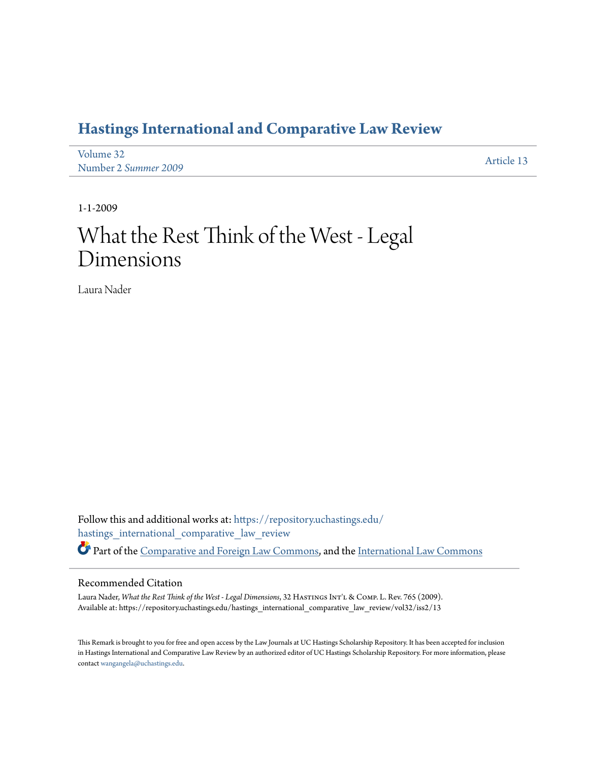# Hastings International and Comparative Law Review

Volume 32
Number 2 *Summer 2009*

Article 13

1-1-2009

# What the Rest Think of the West - Legal Dimensions

Laura Nader

Follow this and additional works at: https://repository.uchastings.edu/hastings_international_comparative_law_review

Part of the Comparative and Foreign Law Commons, and the International Law Commons

## Recommended Citation

Laura Nader, *What the Rest Think of the West - Legal Dimensions*, 32 Hastings Int'l & Comp. L. Rev. 765 (2009).
Available at: https://repository.uchastings.edu/hastings_international_comparative_law_review/vol32/iss2/13

This Remark is brought to you for free and open access by the Law Journals at UC Hastings Scholarship Repository. It has been accepted for inclusion in Hastings International and Comparative Law Review by an authorized editor of UC Hastings Scholarship Repository. For more information, please contact wangangela@uchastings.edu.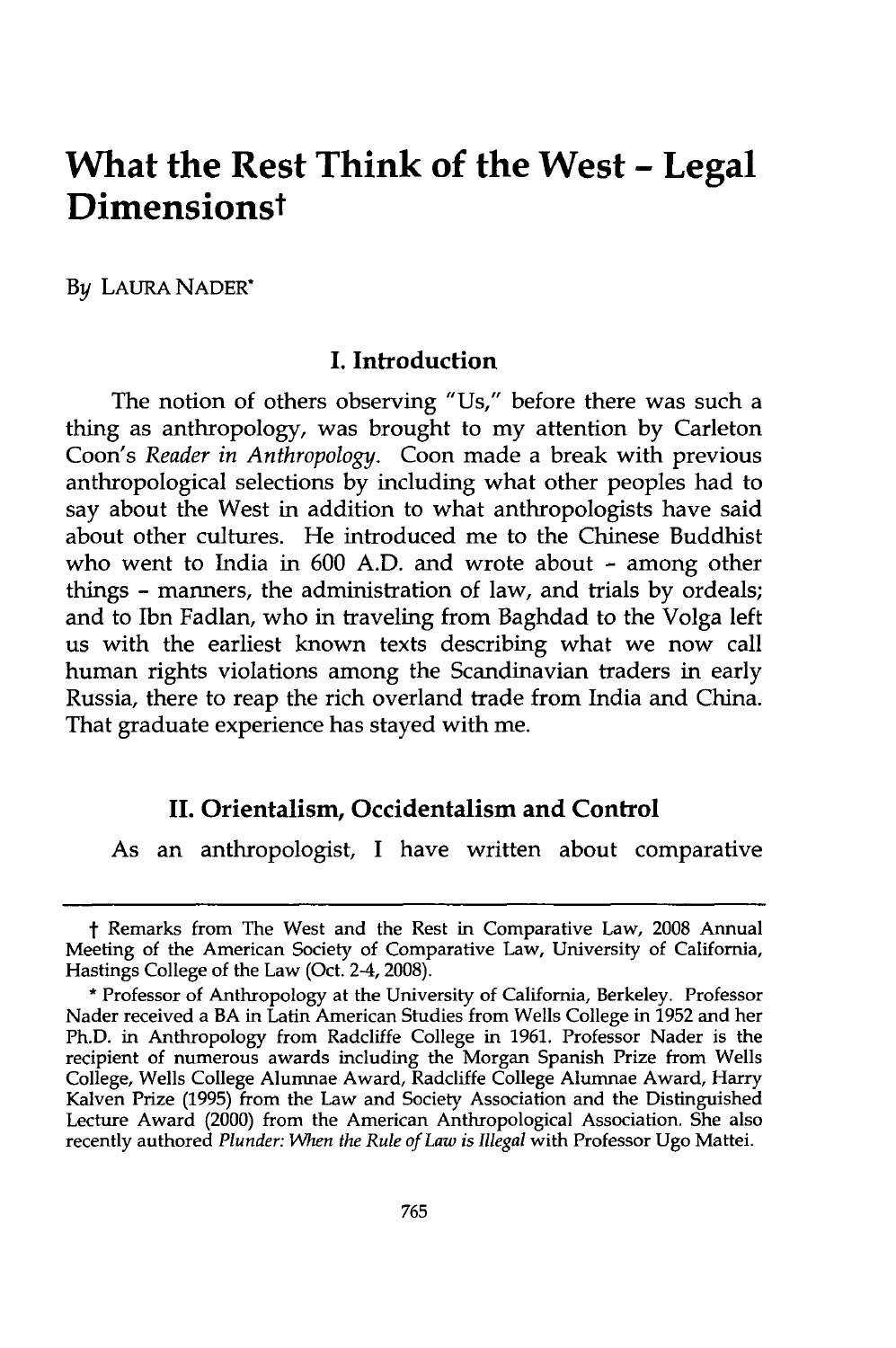# What the Rest Think of the West - Legal Dimensions†

By LAURA NADER*

## I. Introduction

The notion of others observing "Us," before there was such a thing as anthropology, was brought to my attention by Carleton Coon's *Reader in Anthropology*. Coon made a break with previous anthropological selections by including what other peoples had to say about the West in addition to what anthropologists have said about other cultures. He introduced me to the Chinese Buddhist who went to India in 600 A.D. and wrote about - among other things - manners, the administration of law, and trials by ordeals; and to Ibn Fadlan, who in traveling from Baghdad to the Volga left us with the earliest known texts describing what we now call human rights violations among the Scandinavian traders in early Russia, there to reap the rich overland trade from India and China. That graduate experience has stayed with me.

## II. Orientalism, Occidentalism and Control

As an anthropologist, I have written about comparative

---

† Remarks from The West and the Rest in Comparative Law, 2008 Annual Meeting of the American Society of Comparative Law, University of California, Hastings College of the Law (Oct. 2-4, 2008).

* Professor of Anthropology at the University of California, Berkeley. Professor Nader received a BA in Latin American Studies from Wells College in 1952 and her Ph.D. in Anthropology from Radcliffe College in 1961. Professor Nader is the recipient of numerous awards including the Morgan Spanish Prize from Wells College, Wells College Alumnae Award, Radcliffe College Alumnae Award, Harry Kalven Prize (1995) from the Law and Society Association and the Distinguished Lecture Award (2000) from the American Anthropological Association. She also recently authored *Plunder: When the Rule of Law is Illegal* with Professor Ugo Mattei.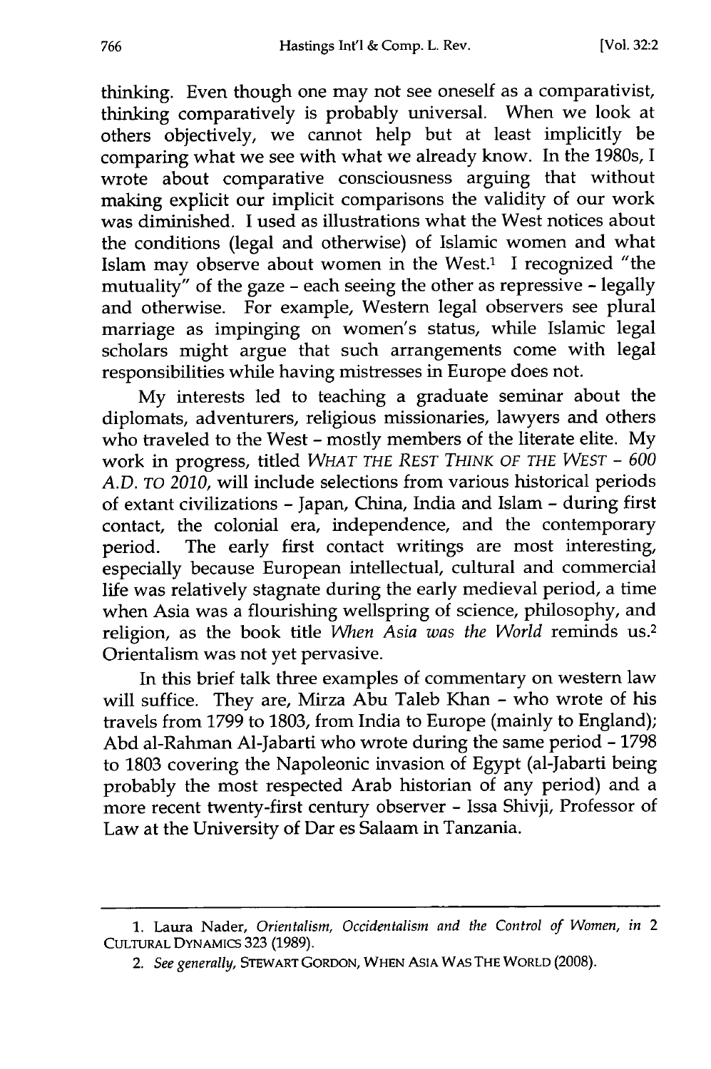thinking. Even though one may not see oneself as a comparativist, thinking comparatively is probably universal. When we look at others objectively, we cannot help but at least implicitly be comparing what we see with what we already know. In the 1980s, I wrote about comparative consciousness arguing that without making explicit our implicit comparisons the validity of our work was diminished. I used as illustrations what the West notices about the conditions (legal and otherwise) of Islamic women and what Islam may observe about women in the West.[1] I recognized "the mutuality" of the gaze - each seeing the other as repressive - legally and otherwise. For example, Western legal observers see plural marriage as impinging on women's status, while Islamic legal scholars might argue that such arrangements come with legal responsibilities while having mistresses in Europe does not.

My interests led to teaching a graduate seminar about the diplomats, adventurers, religious missionaries, lawyers and others who traveled to the West - mostly members of the literate elite. My work in progress, titled *WHAT THE REST THINK OF THE WEST - 600 A.D. TO 2010*, will include selections from various historical periods of extant civilizations - Japan, China, India and Islam - during first contact, the colonial era, independence, and the contemporary period. The early first contact writings are most interesting, especially because European intellectual, cultural and commercial life was relatively stagnate during the early medieval period, a time when Asia was a flourishing wellspring of science, philosophy, and religion, as the book title *When Asia was the World* reminds us.[2] Orientalism was not yet pervasive.

In this brief talk three examples of commentary on western law will suffice. They are, Mirza Abu Taleb Khan - who wrote of his travels from 1799 to 1803, from India to Europe (mainly to England); Abd al-Rahman Al-Jabarti who wrote during the same period - 1798 to 1803 covering the Napoleonic invasion of Egypt (al-Jabarti being probably the most respected Arab historian of any period) and a more recent twenty-first century observer - Issa Shivji, Professor of Law at the University of Dar es Salaam in Tanzania.

---

1. Laura Nader, *Orientalism, Occidentalism and the Control of Women*, *in* 2 CULTURAL DYNAMICS 323 (1989).

2. *See generally*, STEWART GORDON, WHEN ASIA WAS THE WORLD (2008).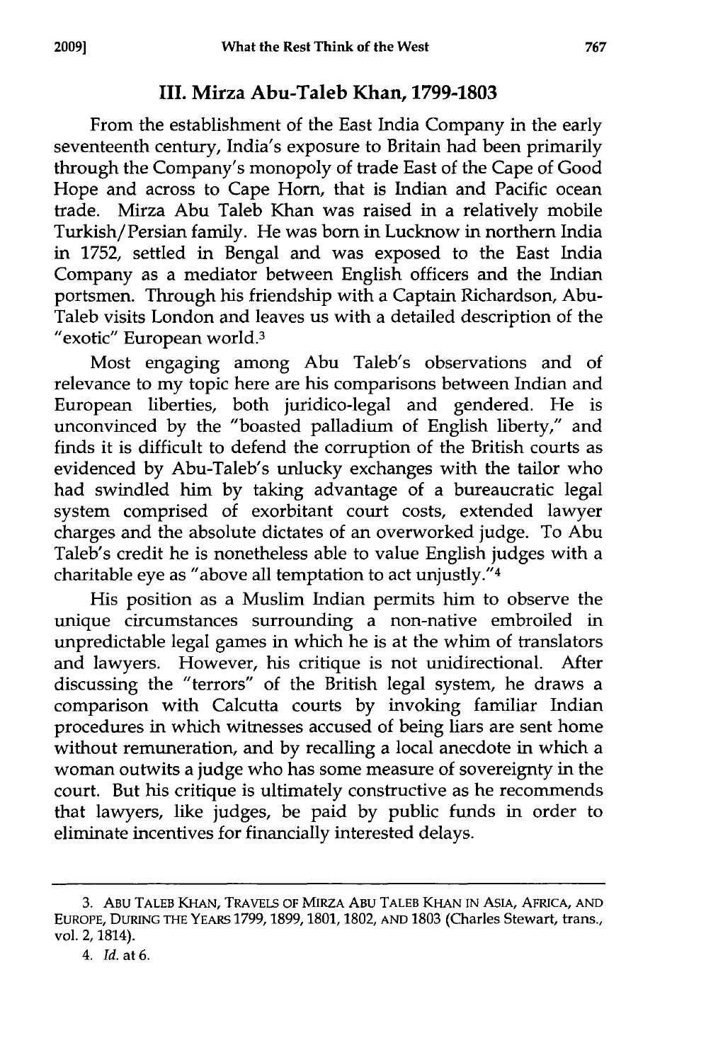## III. Mirza Abu-Taleb Khan, 1799-1803

From the establishment of the East India Company in the early seventeenth century, India's exposure to Britain had been primarily through the Company's monopoly of trade East of the Cape of Good Hope and across to Cape Horn, that is Indian and Pacific ocean trade. Mirza Abu Taleb Khan was raised in a relatively mobile Turkish/Persian family. He was born in Lucknow in northern India in 1752, settled in Bengal and was exposed to the East India Company as a mediator between English officers and the Indian portsmen. Through his friendship with a Captain Richardson, Abu-Taleb visits London and leaves us with a detailed description of the "exotic" European world.[3]

Most engaging among Abu Taleb's observations and of relevance to my topic here are his comparisons between Indian and European liberties, both juridico-legal and gendered. He is unconvinced by the "boasted palladium of English liberty," and finds it is difficult to defend the corruption of the British courts as evidenced by Abu-Taleb's unlucky exchanges with the tailor who had swindled him by taking advantage of a bureaucratic legal system comprised of exorbitant court costs, extended lawyer charges and the absolute dictates of an overworked judge. To Abu Taleb's credit he is nonetheless able to value English judges with a charitable eye as "above all temptation to act unjustly."[4]

His position as a Muslim Indian permits him to observe the unique circumstances surrounding a non-native embroiled in unpredictable legal games in which he is at the whim of translators and lawyers. However, his critique is not unidirectional. After discussing the "terrors" of the British legal system, he draws a comparison with Calcutta courts by invoking familiar Indian procedures in which witnesses accused of being liars are sent home without remuneration, and by recalling a local anecdote in which a woman outwits a judge who has some measure of sovereignty in the court. But his critique is ultimately constructive as he recommends that lawyers, like judges, be paid by public funds in order to eliminate incentives for financially interested delays.

---

3. ABU TALEB KHAN, TRAVELS OF MIRZA ABU TALEB KHAN IN ASIA, AFRICA, AND EUROPE, DURING THE YEARS 1799, 1899, 1801, 1802, AND 1803 (Charles Stewart, trans., vol. 2, 1814).

4. *Id.* at 6.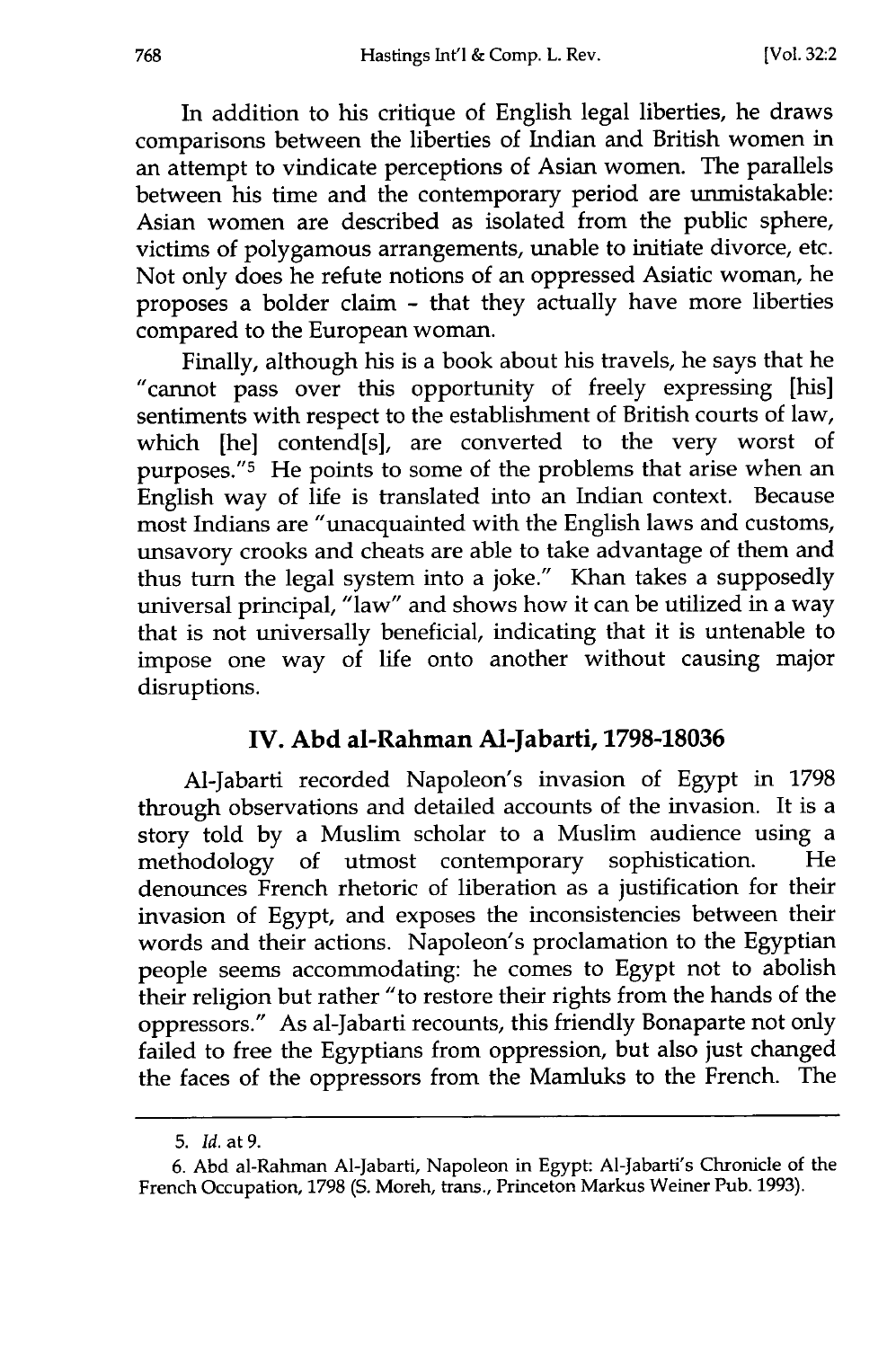In addition to his critique of English legal liberties, he draws comparisons between the liberties of Indian and British women in an attempt to vindicate perceptions of Asian women. The parallels between his time and the contemporary period are unmistakable: Asian women are described as isolated from the public sphere, victims of polygamous arrangements, unable to initiate divorce, etc. Not only does he refute notions of an oppressed Asiatic woman, he proposes a bolder claim - that they actually have more liberties compared to the European woman.

Finally, although his is a book about his travels, he says that he "cannot pass over this opportunity of freely expressing [his] sentiments with respect to the establishment of British courts of law, which [he] contend[s], are converted to the very worst of purposes."[5] He points to some of the problems that arise when an English way of life is translated into an Indian context. Because most Indians are "unacquainted with the English laws and customs, unsavory crooks and cheats are able to take advantage of them and thus turn the legal system into a joke." Khan takes a supposedly universal principal, "law" and shows how it can be utilized in a way that is not universally beneficial, indicating that it is untenable to impose one way of life onto another without causing major disruptions.

## IV. Abd al-Rahman Al-Jabarti, 1798-1803[6]

Al-Jabarti recorded Napoleon's invasion of Egypt in 1798 through observations and detailed accounts of the invasion. It is a story told by a Muslim scholar to a Muslim audience using a methodology of utmost contemporary sophistication. He denounces French rhetoric of liberation as a justification for their invasion of Egypt, and exposes the inconsistencies between their words and their actions. Napoleon's proclamation to the Egyptian people seems accommodating: he comes to Egypt not to abolish their religion but rather "to restore their rights from the hands of the oppressors." As al-Jabarti recounts, this friendly Bonaparte not only failed to free the Egyptians from oppression, but also just changed the faces of the oppressors from the Mamluks to the French. The

---

5. *Id.* at 9.

6. Abd al-Rahman Al-Jabarti, Napoleon in Egypt: Al-Jabarti's Chronicle of the French Occupation, 1798 (S. Moreh, trans., Princeton Markus Weiner Pub. 1993).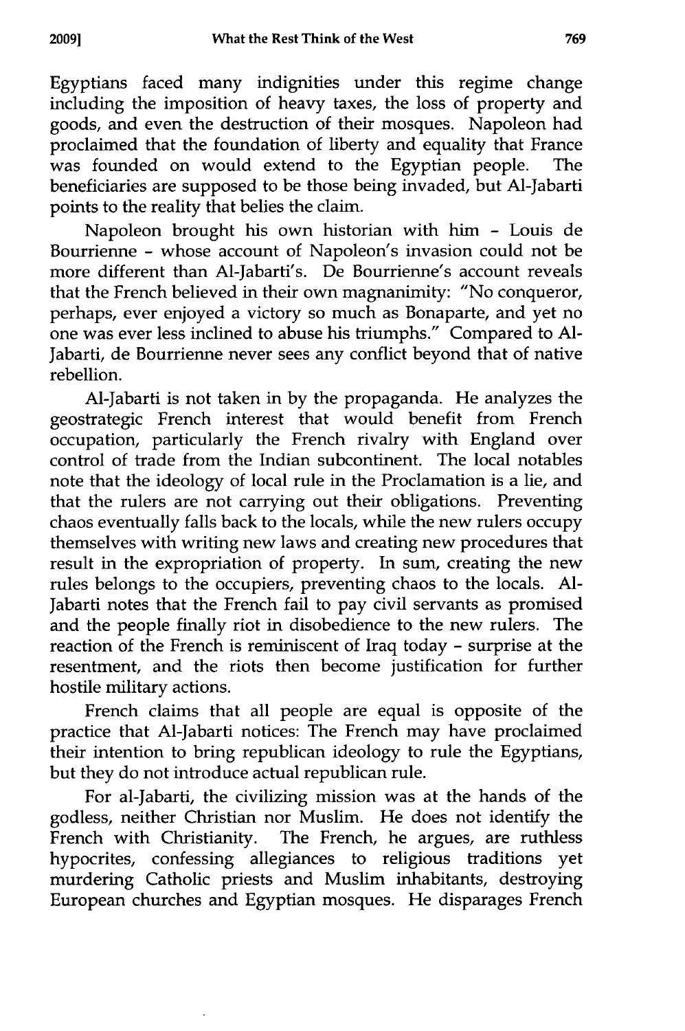Egyptians faced many indignities under this regime change including the imposition of heavy taxes, the loss of property and goods, and even the destruction of their mosques. Napoleon had proclaimed that the foundation of liberty and equality that France was founded on would extend to the Egyptian people. The beneficiaries are supposed to be those being invaded, but Al-Jabarti points to the reality that belies the claim.

Napoleon brought his own historian with him - Louis de Bourrienne - whose account of Napoleon's invasion could not be more different than Al-Jabarti's. De Bourrienne's account reveals that the French believed in their own magnanimity: "No conqueror, perhaps, ever enjoyed a victory so much as Bonaparte, and yet no one was ever less inclined to abuse his triumphs." Compared to Al-Jabarti, de Bourrienne never sees any conflict beyond that of native rebellion.

Al-Jabarti is not taken in by the propaganda. He analyzes the geostrategic French interest that would benefit from French occupation, particularly the French rivalry with England over control of trade from the Indian subcontinent. The local notables note that the ideology of local rule in the Proclamation is a lie, and that the rulers are not carrying out their obligations. Preventing chaos eventually falls back to the locals, while the new rulers occupy themselves with writing new laws and creating new procedures that result in the expropriation of property. In sum, creating the new rules belongs to the occupiers, preventing chaos to the locals. Al-Jabarti notes that the French fail to pay civil servants as promised and the people finally riot in disobedience to the new rulers. The reaction of the French is reminiscent of Iraq today - surprise at the resentment, and the riots then become justification for further hostile military actions.

French claims that all people are equal is opposite of the practice that Al-Jabarti notices: The French may have proclaimed their intention to bring republican ideology to rule the Egyptians, but they do not introduce actual republican rule.

For al-Jabarti, the civilizing mission was at the hands of the godless, neither Christian nor Muslim. He does not identify the French with Christianity. The French, he argues, are ruthless hypocrites, confessing allegiances to religious traditions yet murdering Catholic priests and Muslim inhabitants, destroying European churches and Egyptian mosques. He disparages French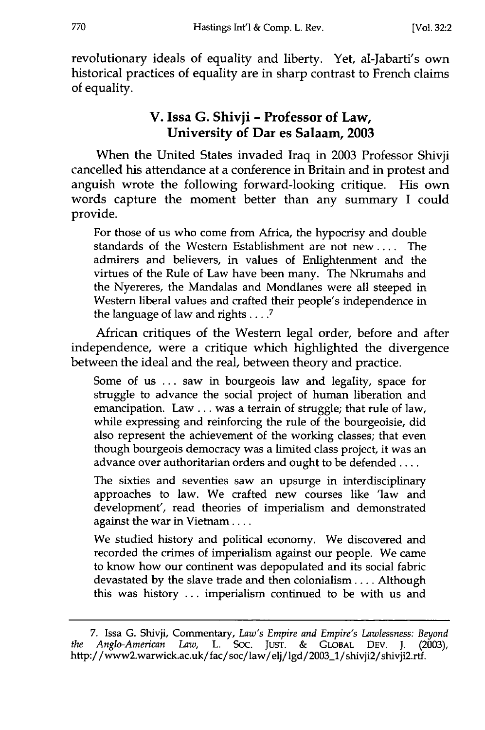revolutionary ideals of equality and liberty. Yet, al-Jabarti's own historical practices of equality are in sharp contrast to French claims of equality.

## V. Issa G. Shivji - Professor of Law, University of Dar es Salaam, 2003

When the United States invaded Iraq in 2003 Professor Shivji cancelled his attendance at a conference in Britain and in protest and anguish wrote the following forward-looking critique. His own words capture the moment better than any summary I could provide.

> For those of us who come from Africa, the hypocrisy and double standards of the Western Establishment are not new .... The admirers and believers, in values of Enlightenment and the virtues of the Rule of Law have been many. The Nkrumahs and the Nyereres, the Mandalas and Mondlanes were all steeped in Western liberal values and crafted their people's independence in the language of law and rights ....[7]

African critiques of the Western legal order, before and after independence, were a critique which highlighted the divergence between the ideal and the real, between theory and practice.

> Some of us ... saw in bourgeois law and legality, space for struggle to advance the social project of human liberation and emancipation. Law ... was a terrain of struggle; that rule of law, while expressing and reinforcing the rule of the bourgeoisie, did also represent the achievement of the working classes; that even though bourgeois democracy was a limited class project, it was an advance over authoritarian orders and ought to be defended ....
>
> The sixties and seventies saw an upsurge in interdisciplinary approaches to law. We crafted new courses like 'law and development', read theories of imperialism and demonstrated against the war in Vietnam ....
>
> We studied history and political economy. We discovered and recorded the crimes of imperialism against our people. We came to know how our continent was depopulated and its social fabric devastated by the slave trade and then colonialism .... Although this was history ... imperialism continued to be with us and

---

7. Issa G. Shivji, Commentary, *Law's Empire and Empire's Lawlessness: Beyond the Anglo-American Law*, L. SOC. JUST. & GLOBAL DEV. J. (2003), http://www2.warwick.ac.uk/fac/soc/law/elj/lgd/2003_1/shivji2/shivji2.rtf.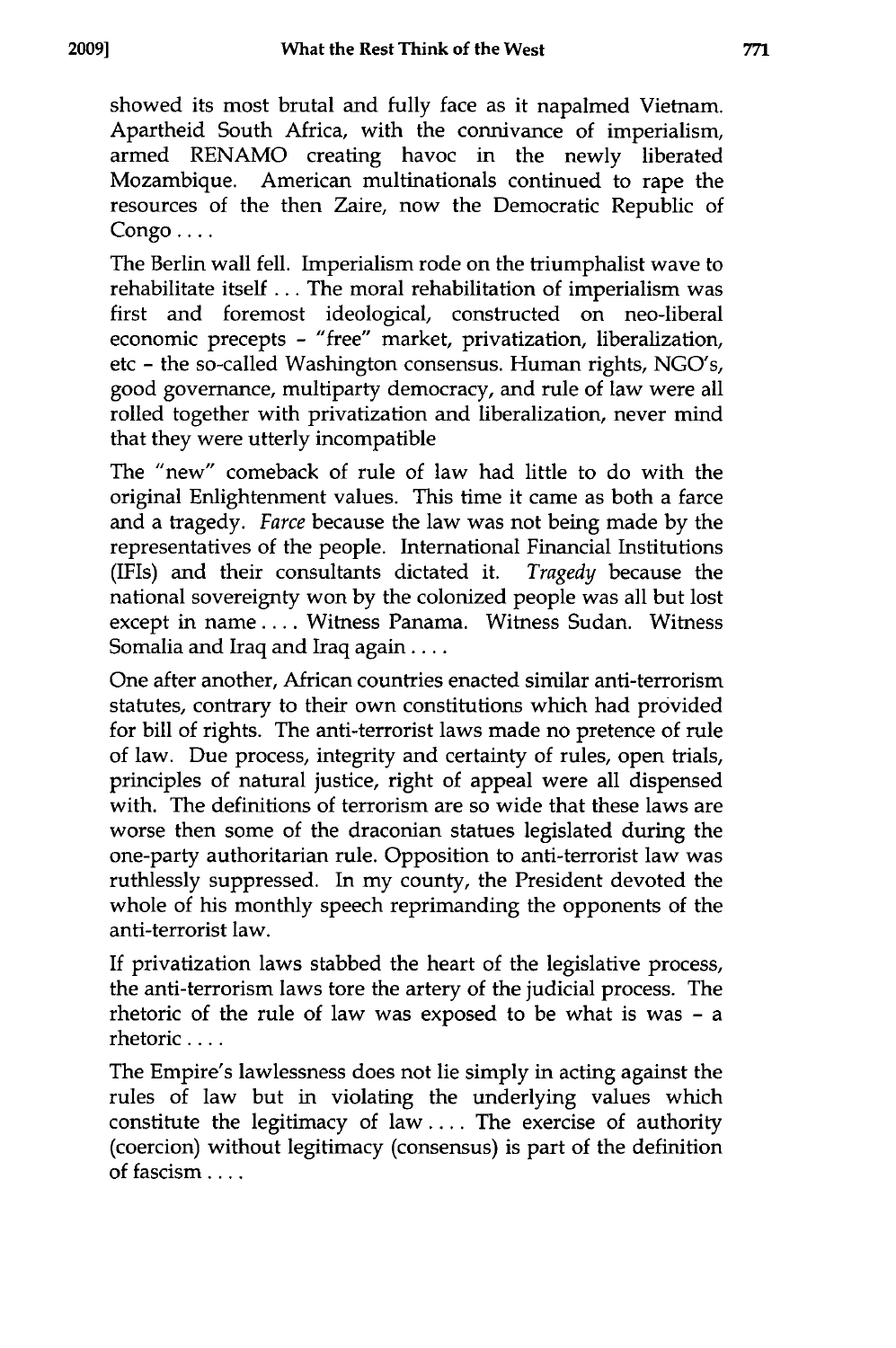showed its most brutal and fully face as it napalmed Vietnam. Apartheid South Africa, with the connivance of imperialism, armed RENAMO creating havoc in the newly liberated Mozambique. American multinationals continued to rape the resources of the then Zaire, now the Democratic Republic of Congo . . . .

The Berlin wall fell. Imperialism rode on the triumphalist wave to rehabilitate itself . . . The moral rehabilitation of imperialism was first and foremost ideological, constructed on neo-liberal economic precepts - "free" market, privatization, liberalization, etc - the so-called Washington consensus. Human rights, NGO's, good governance, multiparty democracy, and rule of law were all rolled together with privatization and liberalization, never mind that they were utterly incompatible

The "new" comeback of rule of law had little to do with the original Enlightenment values. This time it came as both a farce and a tragedy. *Farce* because the law was not being made by the representatives of the people. International Financial Institutions (IFIs) and their consultants dictated it. *Tragedy* because the national sovereignty won by the colonized people was all but lost except in name . . . . Witness Panama. Witness Sudan. Witness Somalia and Iraq and Iraq again . . . .

One after another, African countries enacted similar anti-terrorism statutes, contrary to their own constitutions which had provided for bill of rights. The anti-terrorist laws made no pretence of rule of law. Due process, integrity and certainty of rules, open trials, principles of natural justice, right of appeal were all dispensed with. The definitions of terrorism are so wide that these laws are worse then some of the draconian statues legislated during the one-party authoritarian rule. Opposition to anti-terrorist law was ruthlessly suppressed. In my county, the President devoted the whole of his monthly speech reprimanding the opponents of the anti-terrorist law.

If privatization laws stabbed the heart of the legislative process, the anti-terrorism laws tore the artery of the judicial process. The rhetoric of the rule of law was exposed to be what is was - a rhetoric . . . .

The Empire's lawlessness does not lie simply in acting against the rules of law but in violating the underlying values which constitute the legitimacy of law . . . . The exercise of authority (coercion) without legitimacy (consensus) is part of the definition of fascism . . . .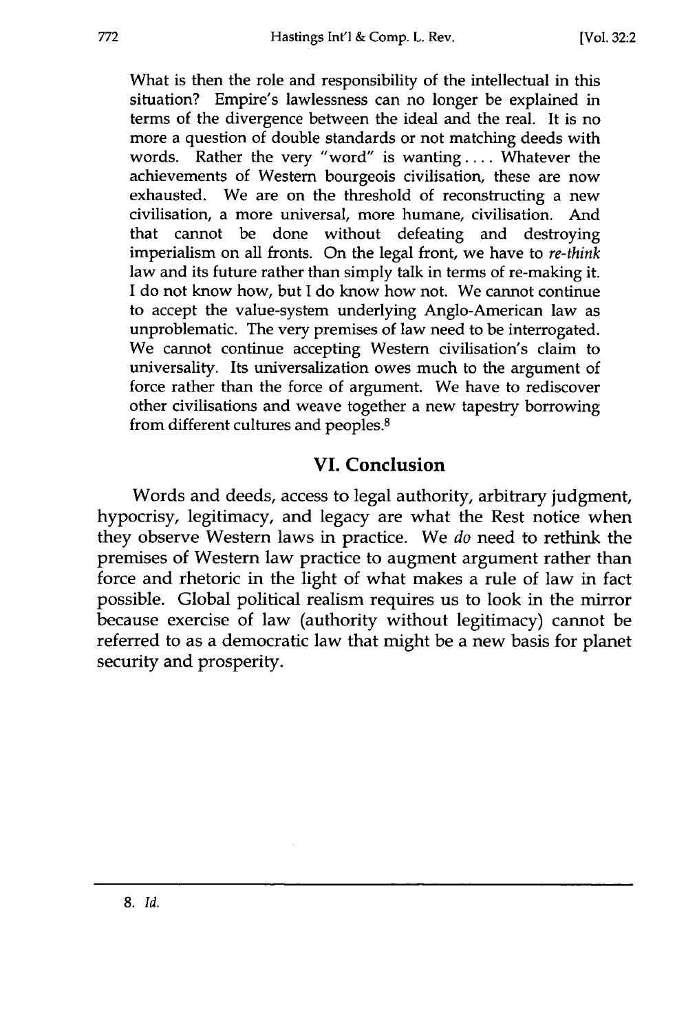What is then the role and responsibility of the intellectual in this situation? Empire's lawlessness can no longer be explained in terms of the divergence between the ideal and the real. It is no more a question of double standards or not matching deeds with words. Rather the very "word" is wanting . . . . Whatever the achievements of Western bourgeois civilisation, these are now exhausted. We are on the threshold of reconstructing a new civilisation, a more universal, more humane, civilisation. And that cannot be done without defeating and destroying imperialism on all fronts. On the legal front, we have to *re-think* law and its future rather than simply talk in terms of re-making it. I do not know how, but I do know how not. We cannot continue to accept the value-system underlying Anglo-American law as unproblematic. The very premises of law need to be interrogated. We cannot continue accepting Western civilisation's claim to universality. Its universalization owes much to the argument of force rather than the force of argument. We have to rediscover other civilisations and weave together a new tapestry borrowing from different cultures and peoples.[8]

## VI. Conclusion

Words and deeds, access to legal authority, arbitrary judgment, hypocrisy, legitimacy, and legacy are what the Rest notice when they observe Western laws in practice. We *do* need to rethink the premises of Western law practice to augment argument rather than force and rhetoric in the light of what makes a rule of law in fact possible. Global political realism requires us to look in the mirror because exercise of law (authority without legitimacy) cannot be referred to as a democratic law that might be a new basis for planet security and prosperity.

---

8. *Id.*